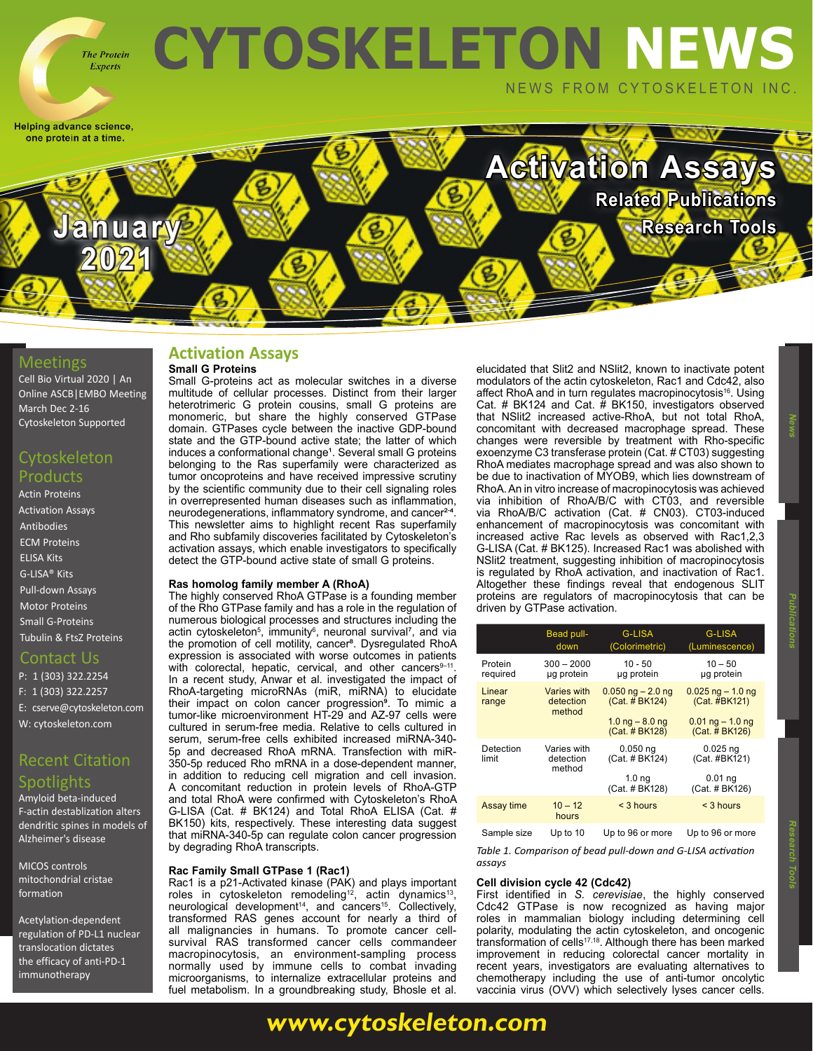# CYTOSKELETON NEWS

NEWS FROM CYTOSKELETON INC.

The Protein Experts

Helping advance science, one protein at a time.

January 2021

**Activation Assays**
**Related Publications**
**Research Tools**

## Meetings

Cell Bio Virtual 2020 | An Online ASCB|EMBO Meeting March Dec 2-16
Cytoskeleton Supported

## Cytoskeleton Products

- Actin Proteins
- Activation Assays
- Antibodies
- ECM Proteins
- ELISA Kits
- G-LISA® Kits
- Pull-down Assays
- Motor Proteins
- Small G-Proteins
- Tubulin & FtsZ Proteins

## Contact Us

P: 1 (303) 322.2254
F: 1 (303) 322.2257
E: cserve@cytoskeleton.com
W: cytoskeleton.com

## Recent Citation Spotlights

Amyloid beta-induced F-actin destablization alters dendritic spines in models of Alzheimer's disease

MICOS controls mitochondrial cristae formation

Acetylation-dependent regulation of PD-L1 nuclear translocation dictates the efficacy of anti-PD-1 immunotherapy

## Activation Assays

### Small G Proteins

Small G-proteins act as molecular switches in a diverse multitude of cellular processes. Distinct from their larger heterotrimeric G protein cousins, small G proteins are monomeric, but share the highly conserved GTPase domain. GTPases cycle between the inactive GDP-bound state and the GTP-bound active state; the latter of which induces a conformational change[1]. Several small G proteins belonging to the Ras superfamily were characterized as tumor oncoproteins and have received impressive scrutiny by the scientific community due to their cell signaling roles in overrepresented human diseases such as inflammation, neurodegenerations, inflammatory syndrome, and cancer[2-4]. This newsletter aims to highlight recent Ras superfamily and Rho subfamily discoveries facilitated by Cytoskeleton's activation assays, which enable investigators to specifically detect the GTP-bound active state of small G proteins.

### Ras homolog family member A (RhoA)

The highly conserved RhoA GTPase is a founding member of the Rho GTPase family and has a role in the regulation of numerous biological processes and structures including the actin cytoskeleton[5], immunity[6], neuronal survival[7], and via the promotion of cell motility, cancer[8]. Dysregulated RhoA expression is associated with worse outcomes in patients with colorectal, hepatic, cervical, and other cancers[9–11]. In a recent study, Anwar et al. investigated the impact of RhoA-targeting microRNAs (miR, miRNA) to elucidate their impact on colon cancer progression[9]. To mimic a tumor-like microenvironment HT-29 and AZ-97 cells were cultured in serum-free media. Relative to cells cultured in serum, serum-free cells exhibited increased miRNA-340-5p and decreased RhoA mRNA. Transfection with miR-350-5p reduced Rho mRNA in a dose-dependent manner, in addition to reducing cell migration and cell invasion. A concomitant reduction in protein levels of RhoA-GTP and total RhoA were confirmed with Cytoskeleton's RhoA G-LISA (Cat. # BK124) and Total RhoA ELISA (Cat. # BK150) kits, respectively. These interesting data suggest that miRNA-340-5p can regulate colon cancer progression by degrading RhoA transcripts.

### Rac Family Small GTPase 1 (Rac1)

Rac1 is a p21-Activated kinase (PAK) and plays important roles in cytoskeleton remodeling[12], actin dynamics[13], neurological development[14], and cancers[15]. Collectively, transformed RAS genes account for nearly a third of all malignancies in humans. To promote cancer cell-survival RAS transformed cancer cells commandeer macropinocytosis, an environment-sampling process normally used by immune cells to combat invading microorganisms, to internalize extracellular proteins and fuel metabolism. In a groundbreaking study, Bhosle et al. elucidated that Slit2 and NSlit2, known to inactivate potent modulators of the actin cytoskeleton, Rac1 and Cdc42, also affect RhoA and in turn regulates macropinocytosis[16]. Using Cat. # BK124 and Cat. # BK150, investigators observed that NSlit2 increased active-RhoA, but not total RhoA, concomitant with decreased macrophage spread. These changes were reversible by treatment with Rho-specific exoenzyme C3 transferase protein (Cat. # CT03) suggesting RhoA mediates macrophage spread and was also shown to be due to inactivation of MYOB9, which lies downstream of RhoA. An in vitro increase of macropinocytosis was achieved via inhibition of RhoA/B/C with CT03, and reversible via RhoA/B/C activation (Cat. # CN03). CT03-induced enhancement of macropinocytosis was concomitant with increased active Rac levels as observed with Rac1,2,3 G-LISA (Cat. # BK125). Increased Rac1 was abolished with NSlit2 treatment, suggesting inhibition of macropinocytosis is regulated by RhoA activation, and inactivation of Rac1. Altogether these findings reveal that endogenous SLIT proteins are regulators of macropinocytosis that can be driven by GTPase activation.

| | Bead pull-down | G-LISA (Colorimetric) | G-LISA (Luminescence) |
|---|---|---|---|
| Protein required | 300 – 2000 µg protein | 10 - 50 µg protein | 10 – 50 µg protein |
| Linear range | Varies with detection method | 0.050 ng – 2.0 ng (Cat. # BK124)<br>1.0 ng – 8.0 ng (Cat. # BK128) | 0.025 ng – 1.0 ng (Cat. #BK121)<br>0.01 ng – 1.0 ng (Cat. # BK126) |
| Detection limit | Varies with detection method | 0.050 ng (Cat. # BK124)<br>1.0 ng (Cat. # BK128) | 0.025 ng (Cat. #BK121)<br>0.01 ng (Cat. # BK126) |
| Assay time | 10 – 12 hours | < 3 hours | < 3 hours |
| Sample size | Up to 10 | Up to 96 or more | Up to 96 or more |

*Table 1. Comparison of bead pull-down and G-LISA activation assays*

### Cell division cycle 42 (Cdc42)

First identified in *S. cerevisiae*, the highly conserved Cdc42 GTPase is now recognized as having major roles in mammalian biology including determining cell polarity, modulating the actin cytoskeleton, and oncogenic transformation of cells[17,18]. Although there has been marked improvement in reducing colorectal cancer mortality in recent years, investigators are evaluating alternatives to chemotherapy including the use of anti-tumor oncolytic vaccinia virus (OVV) which selectively lyses cancer cells.

**www.cytoskeleton.com**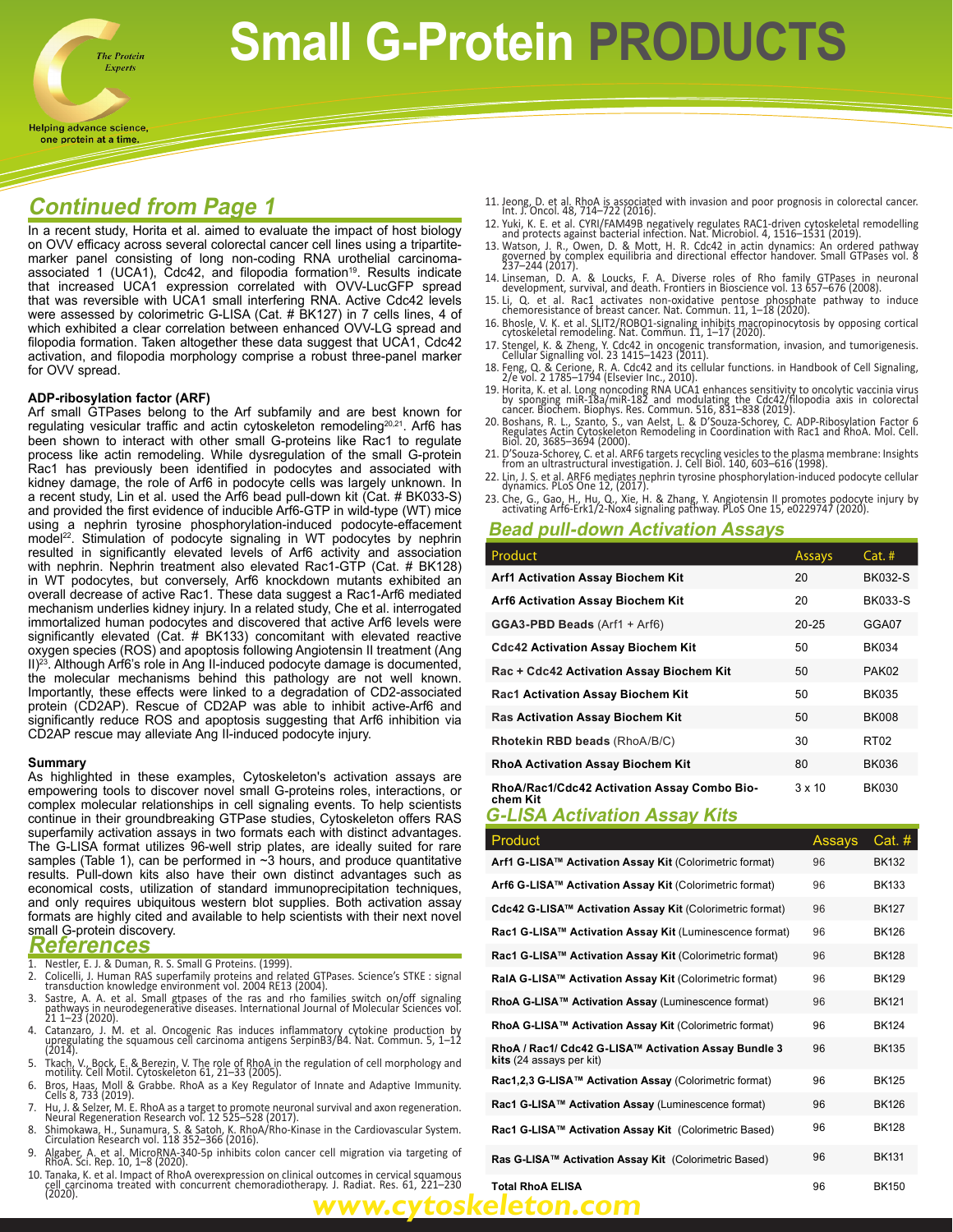# Small G-Protein PRODUCTS

## Continued from Page 1

In a recent study, Horita et al. aimed to evaluate the impact of host biology on OVV efficacy across several colorectal cancer cell lines using a tripartite-marker panel consisting of long non-coding RNA urothelial carcinoma-associated 1 (UCA1), Cdc42, and filopodia formation[19]. Results indicate that increased UCA1 expression correlated with OVV-LucGFP spread that was reversible with UCA1 small interfering RNA. Active Cdc42 levels were assessed by colorimetric G-LISA (Cat. # BK127) in 7 cells lines, 4 of which exhibited a clear correlation between enhanced OVV-LG spread and filopodia formation. Taken altogether these data suggest that UCA1, Cdc42 activation, and filopodia morphology comprise a robust three-panel marker for OVV spread.

### ADP-ribosylation factor (ARF)

Arf small GTPases belong to the Arf subfamily and are best known for regulating vesicular traffic and actin cytoskeleton remodeling[20,21]. Arf6 has been shown to interact with other small G-proteins like Rac1 to regulate process like actin remodeling. While dysregulation of the small G-protein Rac1 has previously been identified in podocytes and associated with kidney damage, the role of Arf6 in podocyte cells was largely unknown. In a recent study, Lin et al. used the Arf6 bead pull-down kit (Cat. # BK033-S) and provided the first evidence of inducible Arf6-GTP in wild-type (WT) mice using a nephrin tyrosine phosphorylation-induced podocyte-effacement model[22]. Stimulation of podocyte signaling in WT podocytes by nephrin resulted in significantly elevated levels of Arf6 activity and association with nephrin. Nephrin treatment also elevated Rac1-GTP (Cat. # BK128) in WT podocytes, but conversely, Arf6 knockdown mutants exhibited an overall decrease of active Rac1. These data suggest a Rac1-Arf6 mediated mechanism underlies kidney injury. In a related study, Che et al. interrogated immortalized human podocytes and discovered that active Arf6 levels were significantly elevated (Cat. # BK133) concomitant with elevated reactive oxygen species (ROS) and apoptosis following Angiotensin II treatment (Ang II)[23]. Although Arf6's role in Ang II-induced podocyte damage is documented, the molecular mechanisms behind this pathology are not well known. Importantly, these effects were linked to a degradation of CD2-associated protein (CD2AP). Rescue of CD2AP was able to inhibit active-Arf6 and significantly reduce ROS and apoptosis suggesting that Arf6 inhibition via CD2AP rescue may alleviate Ang II-induced podocyte injury.

### Summary

As highlighted in these examples, Cytoskeleton's activation assays are empowering tools to discover novel small G-proteins roles, interactions, or complex molecular relationships in cell signaling events. To help scientists continue in their groundbreaking GTPase studies, Cytoskeleton offers RAS superfamily activation assays in two formats each with distinct advantages. The G-LISA format utilizes 96-well strip plates, are ideally suited for rare samples (Table 1), can be performed in ~3 hours, and produce quantitative results. Pull-down kits also have their own distinct advantages such as economical costs, utilization of standard immunoprecipitation techniques, and only requires ubiquitous western blot supplies. Both activation assay formats are highly cited and available to help scientists with their next novel small G-protein discovery.

## References

1. Nestler, E. J. & Duman, R. S. Small G Proteins. (1999).
2. Colicelli, J. Human RAS superfamily proteins and related GTPases. Science's STKE : signal transduction knowledge environment vol. 2004 RE13 (2004).
3. Sastre, A. A. et al. Small gtpases of the ras and rho families switch on/off signaling pathways in neurodegenerative diseases. International Journal of Molecular Sciences vol. 21 1–23 (2020).
4. Catanzaro, J. M. et al. Oncogenic Ras induces inflammatory cytokine production by upregulating the squamous cell carcinoma antigens SerpinB3/B4. Nat. Commun. 5, 1–12 (2014).
5. Tkach, V., Bock, E. & Berezin, V. The role of RhoA in the regulation of cell morphology and motility. Cell Motil. Cytoskeleton 61, 21–33 (2005).
6. Bros, Haas, Moll & Grabbe. RhoA as a Key Regulator of Innate and Adaptive Immunity. Cells 8, 733 (2019).
7. Hu, J. & Selzer, M. E. RhoA as a target to promote neuronal survival and axon regeneration. Neural Regeneration Research vol. 12 525–528 (2017).
8. Shimokawa, H., Sunamura, S. & Satoh, K. RhoA/Rho-Kinase in the Cardiovascular System. Circulation Research vol. 118 352–366 (2016).
9. Algaber, A. et al. MicroRNA-340-5p inhibits colon cancer cell migration via targeting of RhoA. Sci. Rep. 10, 1–8 (2020).
10. Tanaka, K. et al. Impact of RhoA overexpression on clinical outcomes in cervical squamous cell carcinoma treated with concurrent chemoradiotherapy. J. Radiat. Res. 61, 221–230 (2020).
11. Jeong, D. et al. RhoA is associated with invasion and poor prognosis in colorectal cancer. Int. J. Oncol. 48, 714–722 (2016).
12. Yuki, K. E. et al. CYRI/FAM49B negatively regulates RAC1-driven cytoskeletal remodelling and protects against bacterial infection. Nat. Microbiol. 4, 1516–1531 (2019).
13. Watson, J. R., Owen, D. & Mott, H. R. Cdc42 in actin dynamics: An ordered pathway governed by complex equilibria and directional effector handover. Small GTPases vol. 8 237–244 (2017).
14. Linseman, D. A. & Loucks, F. A. Diverse roles of Rho family GTPases in neuronal development, survival, and death. Frontiers in Bioscience vol. 13 657–676 (2008).
15. Li, Q. et al. Rac1 activates non-oxidative pentose phosphate pathway to induce chemoresistance of breast cancer. Nat. Commun. 11, 1–18 (2020).
16. Bhosle, V. K. et al. SLIT2/ROBO1-signaling inhibits macropinocytosis by opposing cortical cytoskeletal remodeling. Nat. Commun. 11, 1–17 (2020).
17. Stengel, K. & Zheng, Y. Cdc42 in oncogenic transformation, invasion, and tumorigenesis. Cellular Signalling vol. 23 1415–1423 (2011).
18. Feng, Q. & Cerione, R. A. Cdc42 and its cellular functions. in Handbook of Cell Signaling, 2/e vol. 2 1785–1794 (Elsevier Inc., 2010).
19. Horita, K. et al. Long noncoding RNA UCA1 enhances sensitivity to oncolytic vaccinia virus by sponging miR-18a/miR-182 and modulating the Cdc42/filopodia axis in colorectal cancer. Biochem. Biophys. Res. Commun. 516, 831–838 (2019).
20. Boshans, R. L., Szanto, S., van Aelst, L. & D'Souza-Schorey, C. ADP-Ribosylation Factor 6 Regulates Actin Cytoskeleton Remodeling in Coordination with Rac1 and RhoA. Mol. Cell. Biol. 20, 3685–3694 (2000).
21. D'Souza-Schorey, C. et al. ARF6 targets recycling vesicles to the plasma membrane: Insights from an ultrastructural investigation. J. Cell Biol. 140, 603–616 (1998).
22. Lin, J. S. et al. ARF6 mediates nephrin tyrosine phosphorylation-induced podocyte cellular dynamics. PLoS One 12, (2017).
23. Che, G., Gao, H., Hu, Q., Xie, H. & Zhang, Y. Angiotensin II promotes podocyte injury by activating Arf6-Erk1/2-Nox4 signaling pathway. PLoS One 15, e0229747 (2020).

## Bead pull-down Activation Assays

| Product | Assays | Cat. # |
|---|---|---|
| **Arf1 Activation Assay Biochem Kit** | 20 | BK032-S |
| **Arf6 Activation Assay Biochem Kit** | 20 | BK033-S |
| **GGA3-PBD Beads** (Arf1 + Arf6) | 20-25 | GGA07 |
| **Cdc42 Activation Assay Biochem Kit** | 50 | BK034 |
| **Rac + Cdc42 Activation Assay Biochem Kit** | 50 | PAK02 |
| **Rac1 Activation Assay Biochem Kit** | 50 | BK035 |
| **Ras Activation Assay Biochem Kit** | 50 | BK008 |
| **Rhotekin RBD beads** (RhoA/B/C) | 30 | RT02 |
| **RhoA Activation Assay Biochem Kit** | 80 | BK036 |
| **RhoA/Rac1/Cdc42 Activation Assay Combo Biochem Kit** | 3 x 10 | BK030 |

## G-LISA Activation Assay Kits

| Product | Assays | Cat. # |
|---|---|---|
| **Arf1 G-LISA™ Activation Assay Kit** (Colorimetric format) | 96 | BK132 |
| **Arf6 G-LISA™ Activation Assay Kit** (Colorimetric format) | 96 | BK133 |
| **Cdc42 G-LISA™ Activation Assay Kit** (Colorimetric format) | 96 | BK127 |
| **Rac1 G-LISA™ Activation Assay Kit** (Luminescence format) | 96 | BK126 |
| **Rac1 G-LISA™ Activation Assay Kit** (Colorimetric format) | 96 | BK128 |
| **RalA G-LISA™ Activation Assay Kit** (Colorimetric format) | 96 | BK129 |
| **RhoA G-LISA™ Activation Assay** (Luminescence format) | 96 | BK121 |
| **RhoA G-LISA™ Activation Assay Kit** (Colorimetric format) | 96 | BK124 |
| **RhoA / Rac1/ Cdc42 G-LISA™ Activation Assay Bundle 3 kits** (24 assays per kit) | 96 | BK135 |
| **Rac1,2,3 G-LISA™ Activation Assay** (Colorimetric format) | 96 | BK125 |
| **Rac1 G-LISA™ Activation Assay** (Luminescence format) | 96 | BK126 |
| **Rac1 G-LISA™ Activation Assay Kit** (Colorimetric Based) | 96 | BK128 |
| **Ras G-LISA™ Activation Assay Kit** (Colorimetric Based) | 96 | BK131 |
| **Total RhoA ELISA** | 96 | BK150 |

www.cytoskeleton.com